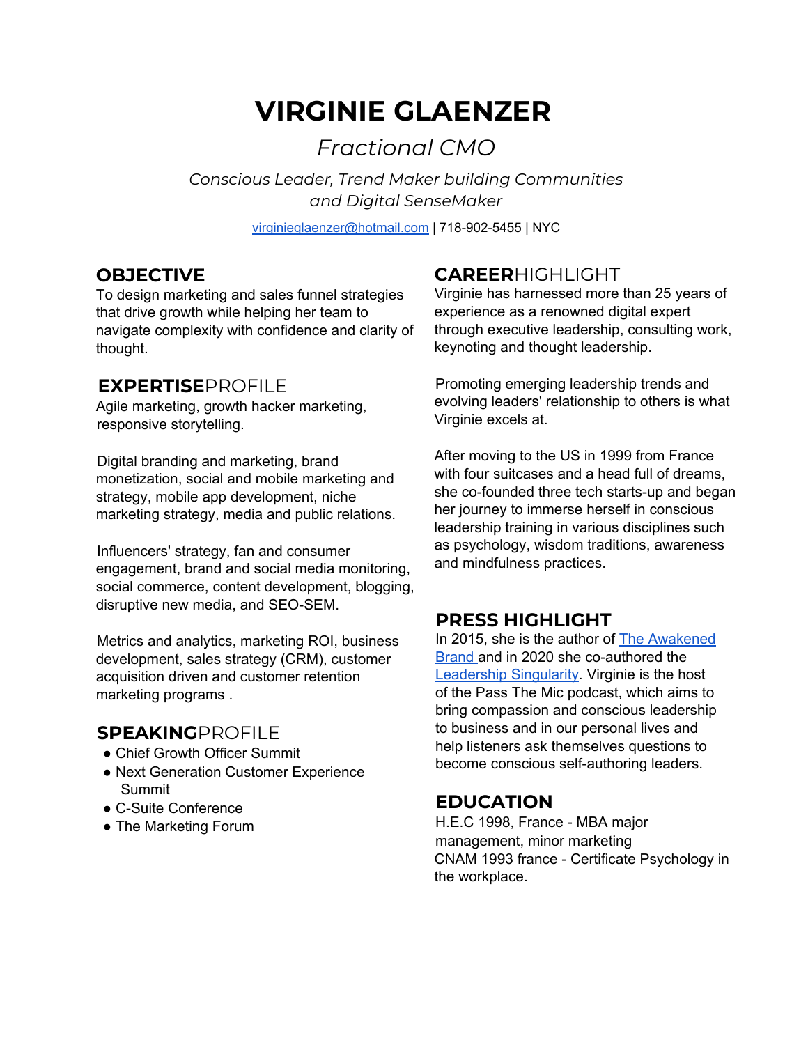# VIRGINIE GLAENZER

*Fractional CMO*

*Conscious Leader, Trend Maker building Communities and Digital SenseMaker*

[virginieglaenzer@hotmail.com](mailto:virginieglaenzer@hotmail.com) | 718-902-5455 | NYC

## OBJECTIVE

To design marketing and sales funnel strategies that drive growth while helping her team to navigate complexity with confidence and clarity of thought.

## **EXPERTISE**PROFILE

Agile marketing, growth hacker marketing, responsive storytelling.

Digital branding and marketing, brand monetization, social and mobile marketing and strategy, mobile app development, niche marketing strategy, media and public relations.

Influencers' strategy, fan and consumer engagement, brand and social media monitoring, social commerce, content development, blogging, disruptive new media, and SEO-SEM.

Metrics and analytics, marketing ROI, business development, sales strategy (CRM), customer acquisition driven and customer retention marketing programs .

## **SPEAKING**PROFILE

- Chief Growth Officer Summit
- Next Generation Customer Experience Summit
- C-Suite Conference
- The Marketing Forum

## **CAREER**HIGHLIGHT

Virginie has harnessed more than 25 years of experience as a renowned digital expert through executive leadership, consulting work, keynoting and thought leadership.

Promoting emerging leadership trends and evolving leaders' relationship to others is what Virginie excels at.

After moving to the US in 1999 from France with four suitcases and a head full of dreams, she co-founded three tech starts-up and began her journey to immerse herself in conscious leadership training in various disciplines such as psychology, wisdom traditions, awareness and mindfulness practices.

## PRESS HIGHLIGHT

In 2015, she is the author of The Awakened Brand and in 2020 she co-authored the Leadership Singularity. Virginie is the host of the Pass The Mic podcast, which aims to bring compassion and conscious leadership to business and in our personal lives and help listeners ask themselves questions to become conscious self-authoring leaders.

## EDUCATION

H.E.C 1998, France - MBA major management, minor marketing

CNAM 1993 france - Certificate Psychology in the workplace.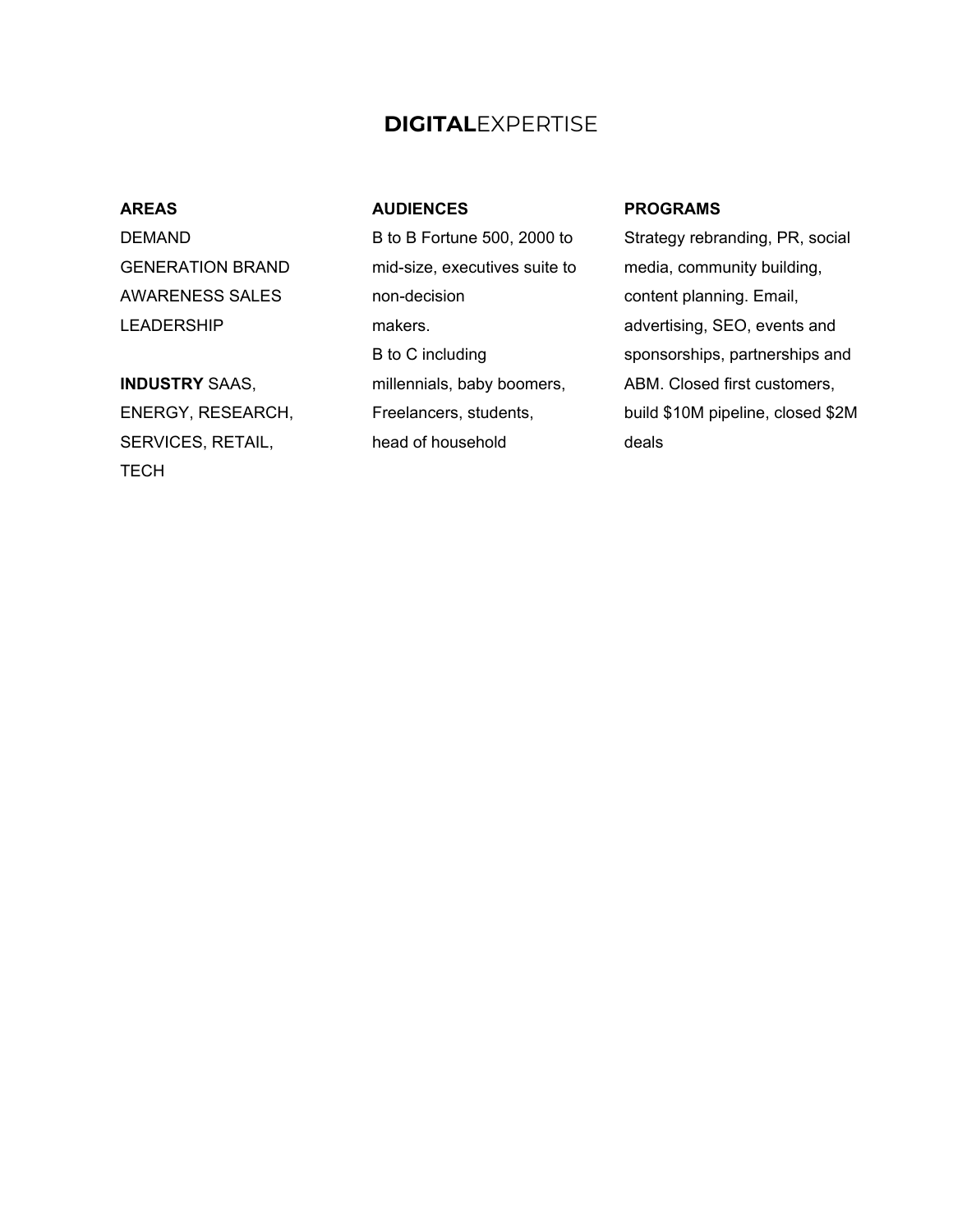# **DIGITAL**EXPERTISE

**AREAS**

DEMAND GENERATION BRAND AWARENESS SALES LEADERSHIP

**INDUSTRY** SAAS, ENERGY, RESEARCH, SERVICES, RETAIL, TECH

**AUDIENCES**

B to B Fortune 500, 2000 to mid-size, executives suite to non-decision makers.

B to C including millennials, baby boomers, Freelancers, students, head of household

**PROGRAMS**

Strategy rebranding, PR, social media, community building, content planning. Email, advertising, SEO, events and sponsorships, partnerships and ABM. Closed first customers, build $10M pipeline, closed $2M deals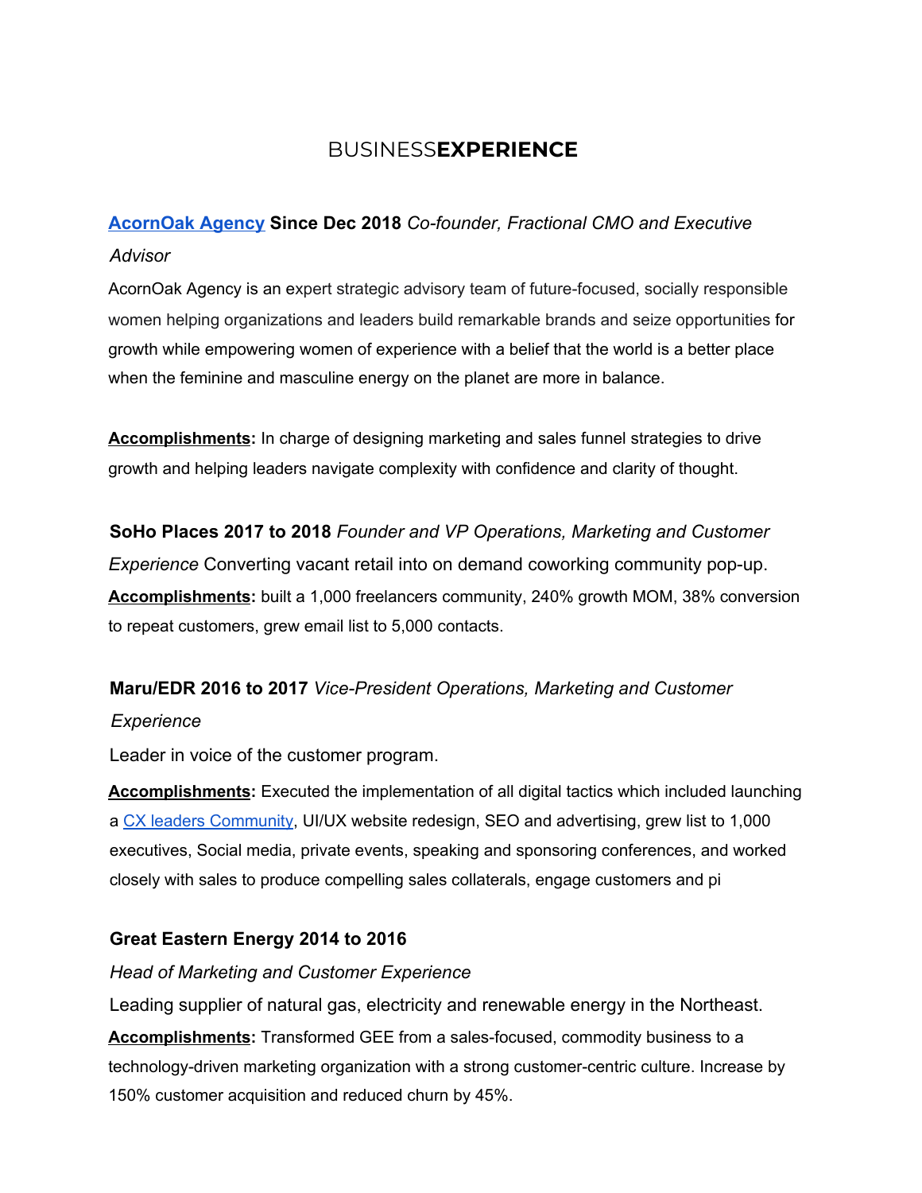# BUSINESS**EXPERIENCE**

**AcornOak Agency Since Dec 2018** *Co-founder, Fractional CMO and Executive Advisor*

AcornOak Agency is an expert strategic advisory team of future-focused, socially responsible women helping organizations and leaders build remarkable brands and seize opportunities for growth while empowering women of experience with a belief that the world is a better place when the feminine and masculine energy on the planet are more in balance.

**Accomplishments:** In charge of designing marketing and sales funnel strategies to drive growth and helping leaders navigate complexity with confidence and clarity of thought.

**SoHo Places 2017 to 2018** *Founder and VP Operations, Marketing and Customer Experience* Converting vacant retail into on demand coworking community pop-up.

**Accomplishments:** built a 1,000 freelancers community, 240% growth MOM, 38% conversion to repeat customers, grew email list to 5,000 contacts.

**Maru/EDR 2016 to 2017** *Vice-President Operations, Marketing and Customer Experience*

Leader in voice of the customer program.

**Accomplishments:** Executed the implementation of all digital tactics which included launching a CX leaders Community, UI/UX website redesign, SEO and advertising, grew list to 1,000 executives, Social media, private events, speaking and sponsoring conferences, and worked closely with sales to produce compelling sales collaterals, engage customers and pi

**Great Eastern Energy 2014 to 2016**

*Head of Marketing and Customer Experience*

Leading supplier of natural gas, electricity and renewable energy in the Northeast.

**Accomplishments:** Transformed GEE from a sales-focused, commodity business to a technology-driven marketing organization with a strong customer-centric culture. Increase by 150% customer acquisition and reduced churn by 45%.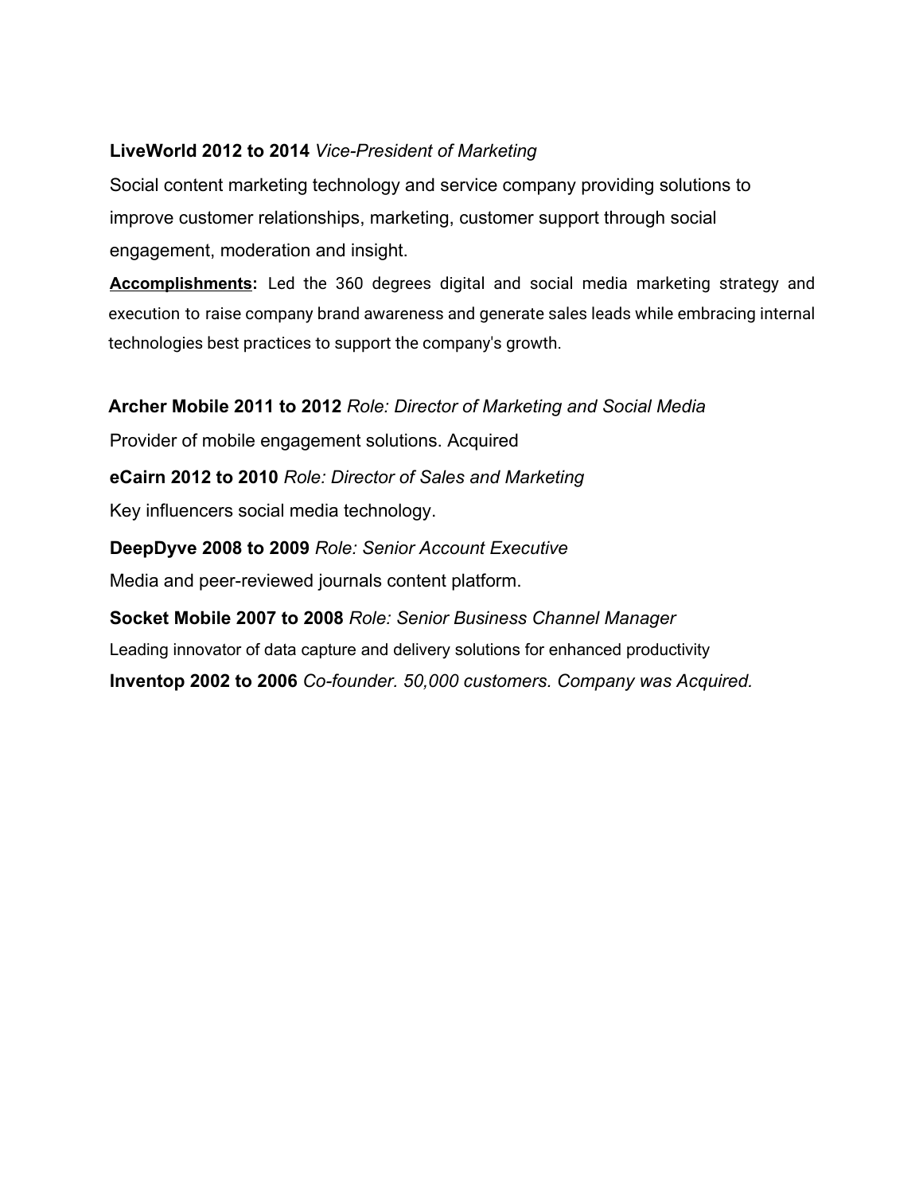**LiveWorld 2012 to 2014** *Vice-President of Marketing*

Social content marketing technology and service company providing solutions to improve customer relationships, marketing, customer support through social engagement, moderation and insight.

**Accomplishments:** Led the 360 degrees digital and social media marketing strategy and execution to raise company brand awareness and generate sales leads while embracing internal technologies best practices to support the company's growth.

**Archer Mobile 2011 to 2012** *Role: Director of Marketing and Social Media*

Provider of mobile engagement solutions. Acquired

**eCairn 2012 to 2010** *Role: Director of Sales and Marketing*

Key influencers social media technology.

**DeepDyve 2008 to 2009** *Role: Senior Account Executive*

Media and peer-reviewed journals content platform.

**Socket Mobile 2007 to 2008** *Role: Senior Business Channel Manager*

Leading innovator of data capture and delivery solutions for enhanced productivity

**Inventop 2002 to 2006** *Co-founder. 50,000 customers. Company was Acquired.*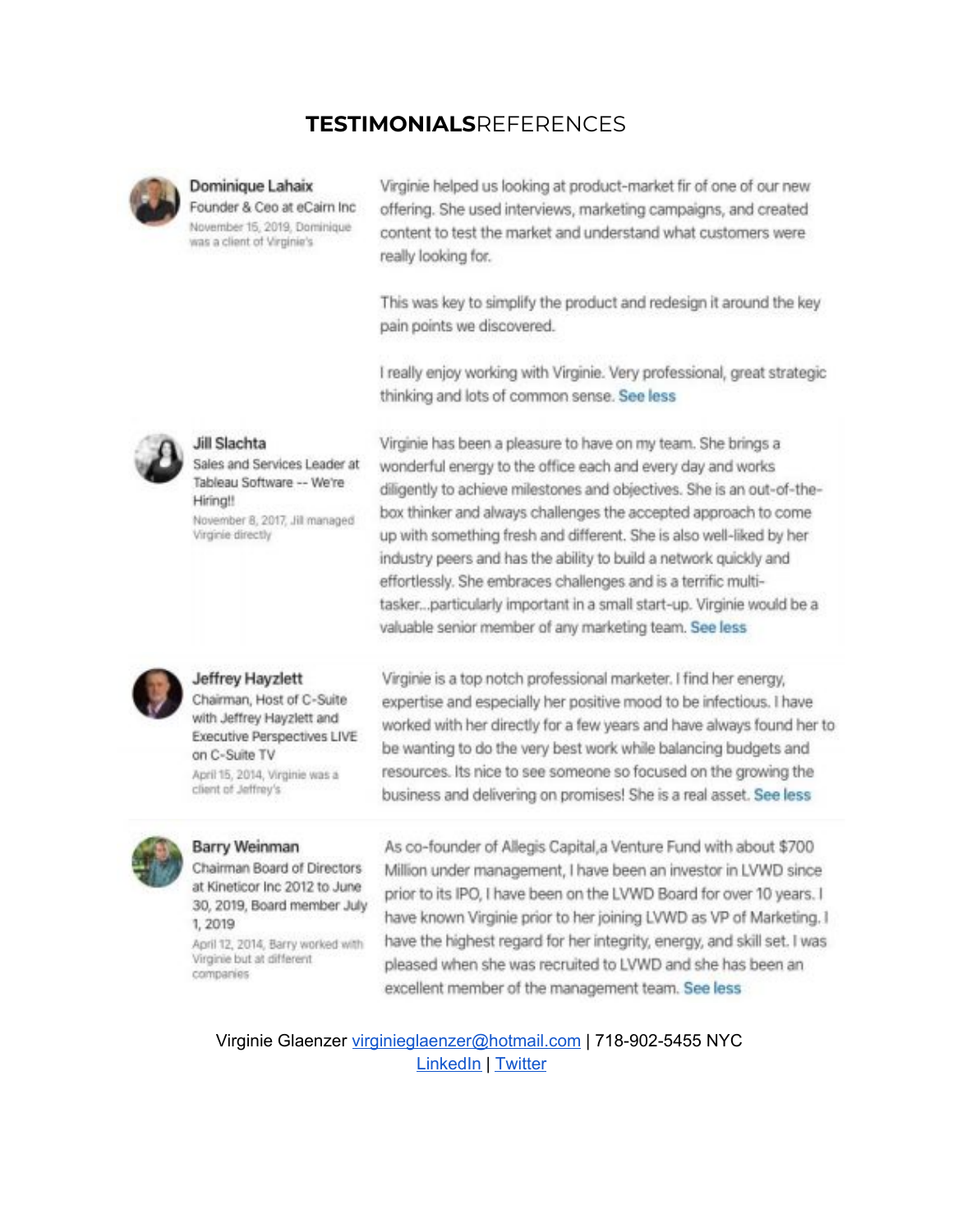# **TESTIMONIALS**REFERENCES

**Dominique Lahaix**
Founder & Ceo at eCairn Inc
November 15, 2019, Dominique was a client of Virginie's

Virginie helped us looking at product-market fir of one of our new offering. She used interviews, marketing campaigns, and created content to test the market and understand what customers were really looking for.

This was key to simplify the product and redesign it around the key pain points we discovered.

I really enjoy working with Virginie. Very professional, great strategic thinking and lots of common sense. See less

**Jill Slachta**
Sales and Services Leader at Tableau Software -- We're Hiring!!
November 8, 2017, Jill managed Virginie directly

Virginie has been a pleasure to have on my team. She brings a wonderful energy to the office each and every day and works diligently to achieve milestones and objectives. She is an out-of-the-box thinker and always challenges the accepted approach to come up with something fresh and different. She is also well-liked by her industry peers and has the ability to build a network quickly and effortlessly. She embraces challenges and is a terrific multi-tasker...particularly important in a small start-up. Virginie would be a valuable senior member of any marketing team. See less

**Jeffrey Hayzlett**
Chairman, Host of C-Suite with Jeffrey Hayzlett and Executive Perspectives LIVE on C-Suite TV
April 15, 2014, Virginie was a client of Jeffrey's

Virginie is a top notch professional marketer. I find her energy, expertise and especially her positive mood to be infectious. I have worked with her directly for a few years and have always found her to be wanting to do the very best work while balancing budgets and resources. Its nice to see someone so focused on the growing the business and delivering on promises! She is a real asset. See less

**Barry Weinman**
Chairman Board of Directors at Kineticor Inc 2012 to June 30, 2019, Board member July 1, 2019
April 12, 2014, Barry worked with Virginie but at different companies

As co-founder of Allegis Capital,a Venture Fund with about $700 Million under management, I have been an investor in LVWD since prior to its IPO, I have been on the LVWD Board for over 10 years. I have known Virginie prior to her joining LVWD as VP of Marketing. I have the highest regard for her integrity, energy, and skill set. I was pleased when she was recruited to LVWD and she has been an excellent member of the management team. See less

Virginie Glaenzer virginieglaenzer@hotmail.com | 718-902-5455 NYC
LinkedIn | Twitter